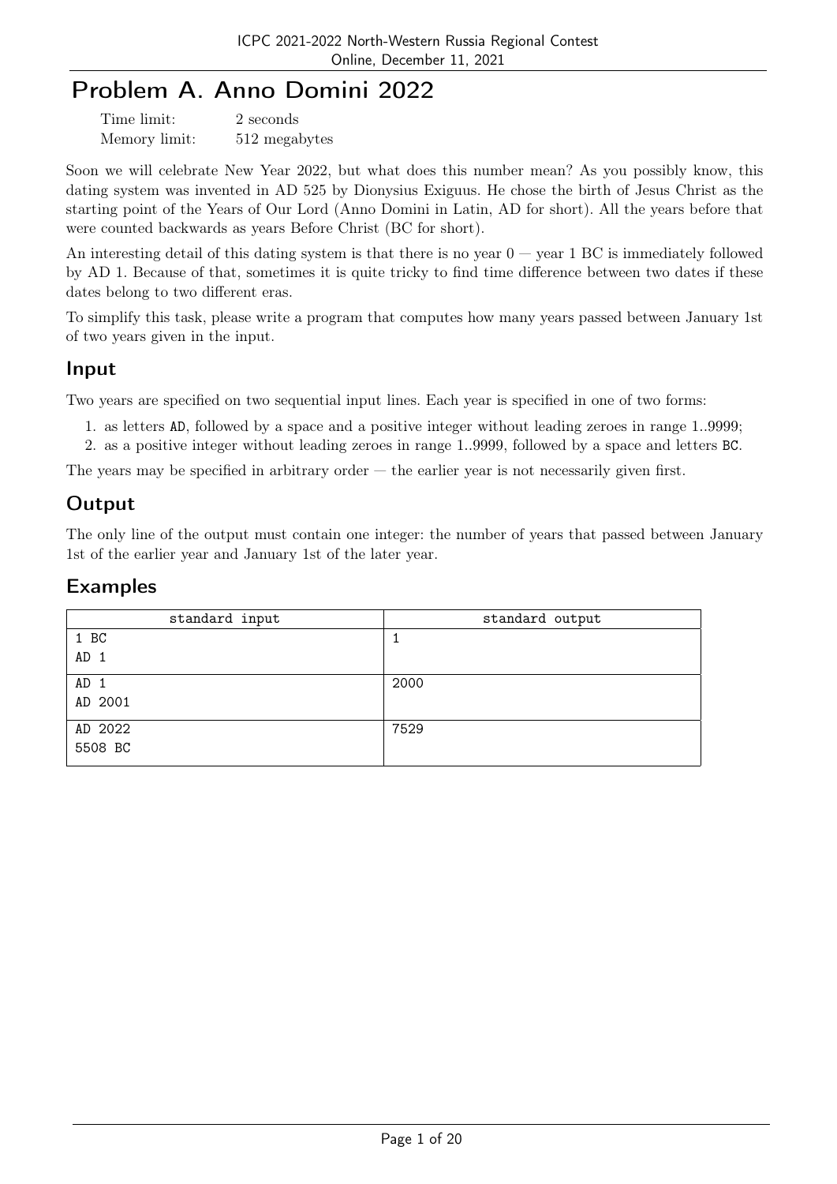# Problem A. Anno Domini 2022

| | |
|---|---|
| Time limit: | 2 seconds |
| Memory limit: | 512 megabytes |

Soon we will celebrate New Year 2022, but what does this number mean? As you possibly know, this dating system was invented in AD 525 by Dionysius Exiguus. He chose the birth of Jesus Christ as the starting point of the Years of Our Lord (Anno Domini in Latin, AD for short). All the years before that were counted backwards as years Before Christ (BC for short).

An interesting detail of this dating system is that there is no year 0 — year 1 BC is immediately followed by AD 1. Because of that, sometimes it is quite tricky to find time difference between two dates if these dates belong to two different eras.

To simplify this task, please write a program that computes how many years passed between January 1st of two years given in the input.

## Input

Two years are specified on two sequential input lines. Each year is specified in one of two forms:

1. as letters `AD`, followed by a space and a positive integer without leading zeroes in range 1..9999;
2. as a positive integer without leading zeroes in range 1..9999, followed by a space and letters `BC`.

The years may be specified in arbitrary order — the earlier year is not necessarily given first.

## Output

The only line of the output must contain one integer: the number of years that passed between January 1st of the earlier year and January 1st of the later year.

## Examples

| standard input | standard output |
|---|---|
| 1 BC<br>AD 1 | 1 |
| AD 1<br>AD 2001 | 2000 |
| AD 2022<br>5508 BC | 7529 |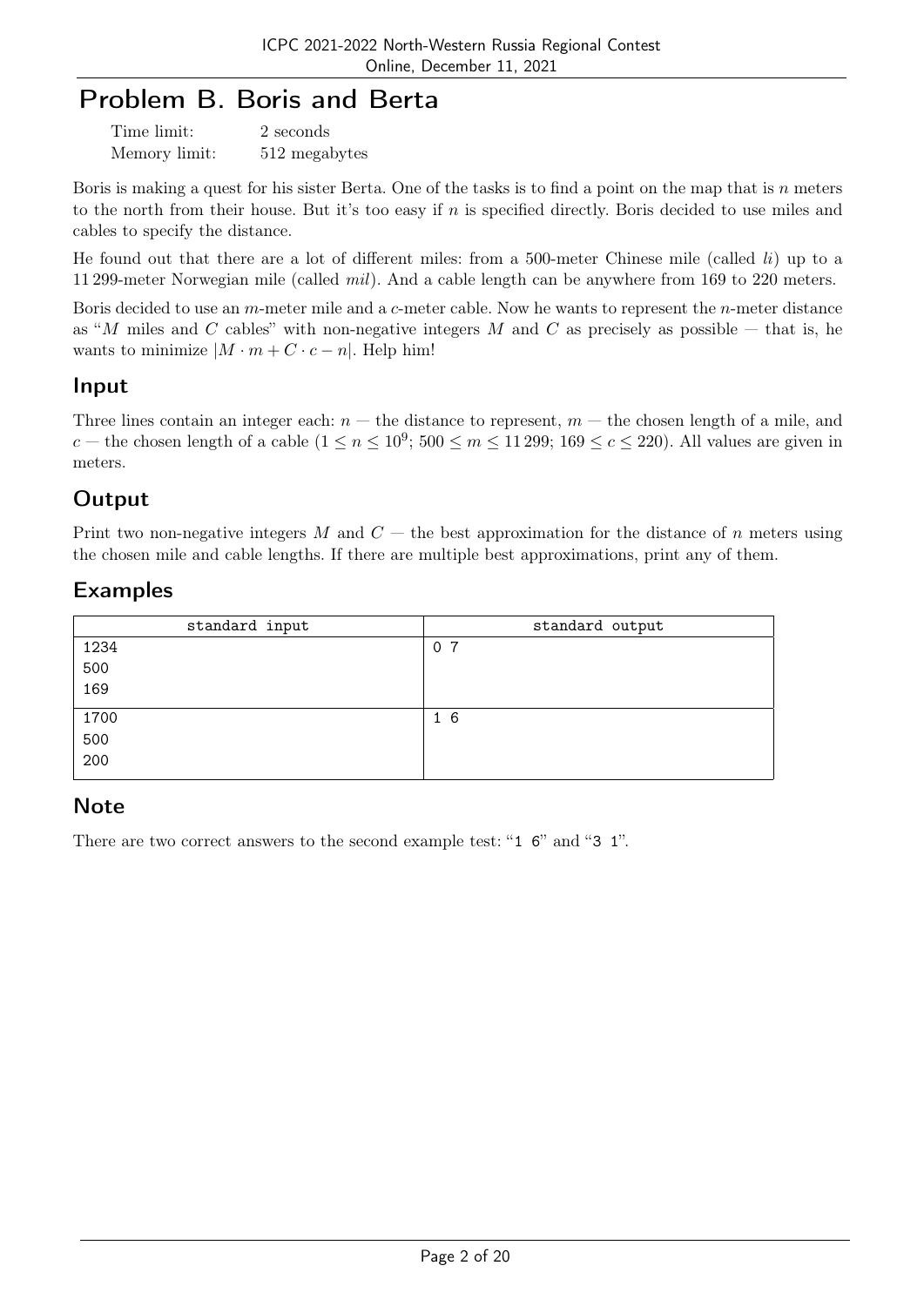# Problem B. Boris and Berta

Time limit: 2 seconds
Memory limit: 512 megabytes

Boris is making a quest for his sister Berta. One of the tasks is to find a point on the map that is $n$ meters to the north from their house. But it's too easy if $n$ is specified directly. Boris decided to use miles and cables to specify the distance.

He found out that there are a lot of different miles: from a 500-meter Chinese mile (called *li*) up to a 11 299-meter Norwegian mile (called *mil*). And a cable length can be anywhere from 169 to 220 meters.

Boris decided to use an $m$-meter mile and a $c$-meter cable. Now he wants to represent the $n$-meter distance as "$M$ miles and $C$ cables" with non-negative integers $M$ and $C$ as precisely as possible — that is, he wants to minimize $|M \cdot m + C \cdot c - n|$. Help him!

## Input

Three lines contain an integer each: $n$ — the distance to represent, $m$ — the chosen length of a mile, and $c$ — the chosen length of a cable ($1 \le n \le 10^9$; $500 \le m \le 11\,299$; $169 \le c \le 220$). All values are given in meters.

## Output

Print two non-negative integers $M$ and $C$ — the best approximation for the distance of $n$ meters using the chosen mile and cable lengths. If there are multiple best approximations, print any of them.

## Examples

| standard input | standard output |
|---|---|
| 1234<br>500<br>169 | 0 7 |
| 1700<br>500<br>200 | 1 6 |

## Note

There are two correct answers to the second example test: "1 6" and "3 1".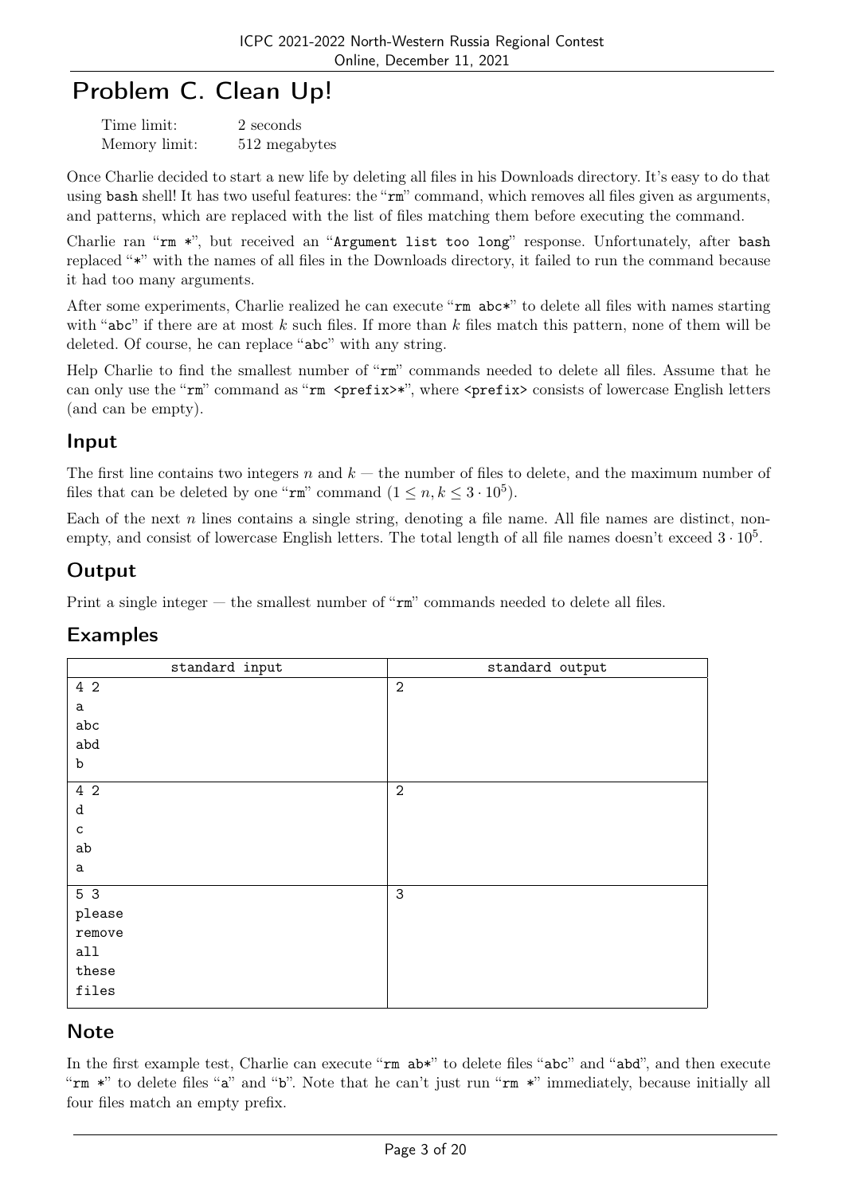# Problem C. Clean Up!

| | |
|---|---|
| Time limit: | 2 seconds |
| Memory limit: | 512 megabytes |

Once Charlie decided to start a new life by deleting all files in his Downloads directory. It's easy to do that using bash shell! It has two useful features: the "rm" command, which removes all files given as arguments, and patterns, which are replaced with the list of files matching them before executing the command.

Charlie ran "rm *", but received an "Argument list too long" response. Unfortunately, after bash replaced "*" with the names of all files in the Downloads directory, it failed to run the command because it had too many arguments.

After some experiments, Charlie realized he can execute "rm abc*" to delete all files with names starting with "abc" if there are at most $k$ such files. If more than $k$ files match this pattern, none of them will be deleted. Of course, he can replace "abc" with any string.

Help Charlie to find the smallest number of "rm" commands needed to delete all files. Assume that he can only use the "rm" command as "rm <prefix>*", where <prefix> consists of lowercase English letters (and can be empty).

## Input

The first line contains two integers $n$ and $k$ — the number of files to delete, and the maximum number of files that can be deleted by one "rm" command ($1 \le n, k \le 3 \cdot 10^5$).

Each of the next $n$ lines contains a single string, denoting a file name. All file names are distinct, non-empty, and consist of lowercase English letters. The total length of all file names doesn't exceed $3 \cdot 10^5$.

## Output

Print a single integer — the smallest number of "rm" commands needed to delete all files.

## Examples

| standard input | standard output |
|---|---|
| 4 2<br>a<br>abc<br>abd<br>b | 2 |
| 4 2<br>d<br>c<br>ab<br>a | 2 |
| 5 3<br>please<br>remove<br>all<br>these<br>files | 3 |

## Note

In the first example test, Charlie can execute "rm ab*" to delete files "abc" and "abd", and then execute "rm *" to delete files "a" and "b". Note that he can't just run "rm *" immediately, because initially all four files match an empty prefix.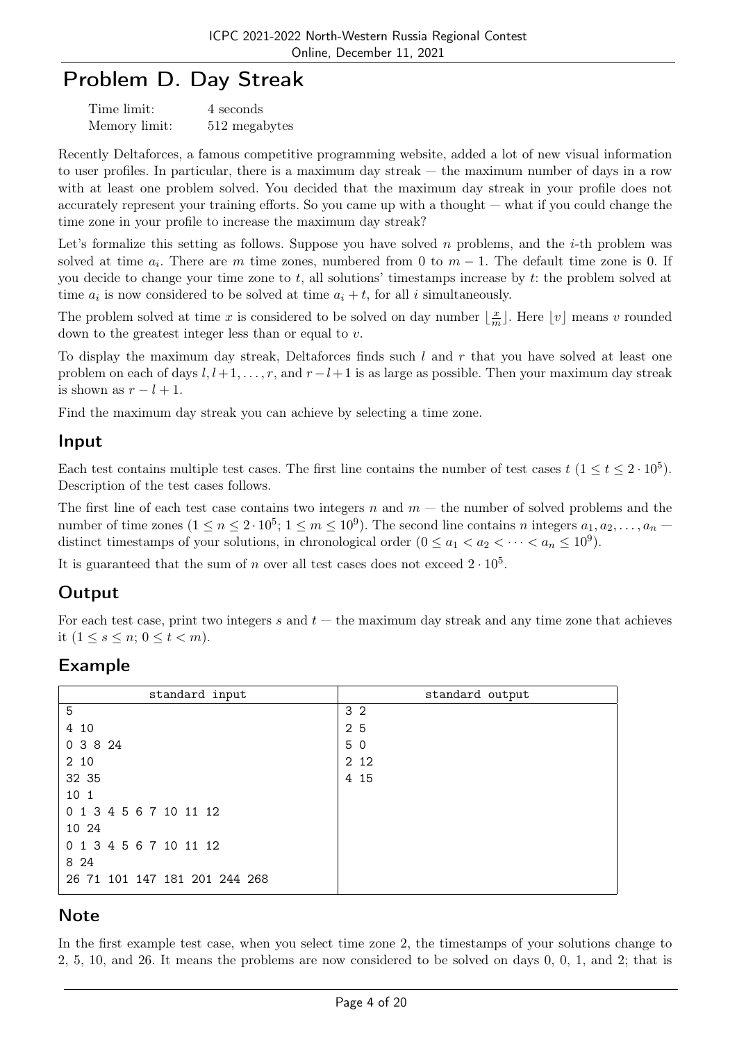# Problem D. Day Streak

| | |
|---|---|
| Time limit: | 4 seconds |
| Memory limit: | 512 megabytes |

Recently Deltaforces, a famous competitive programming website, added a lot of new visual information to user profiles. In particular, there is a maximum day streak — the maximum number of days in a row with at least one problem solved. You decided that the maximum day streak in your profile does not accurately represent your training efforts. So you came up with a thought — what if you could change the time zone in your profile to increase the maximum day streak?

Let's formalize this setting as follows. Suppose you have solved $n$ problems, and the $i$-th problem was solved at time $a_i$. There are $m$ time zones, numbered from 0 to $m - 1$. The default time zone is 0. If you decide to change your time zone to $t$, all solutions' timestamps increase by $t$: the problem solved at time $a_i$ is now considered to be solved at time $a_i + t$, for all $i$ simultaneously.

The problem solved at time $x$ is considered to be solved on day number $\lfloor \frac{x}{m} \rfloor$. Here $\lfloor v \rfloor$ means $v$ rounded down to the greatest integer less than or equal to $v$.

To display the maximum day streak, Deltaforces finds such $l$ and $r$ that you have solved at least one problem on each of days $l, l+1, \ldots, r$, and $r-l+1$ is as large as possible. Then your maximum day streak is shown as $r - l + 1$.

Find the maximum day streak you can achieve by selecting a time zone.

## Input

Each test contains multiple test cases. The first line contains the number of test cases $t$ ($1 \le t \le 2 \cdot 10^5$). Description of the test cases follows.

The first line of each test case contains two integers $n$ and $m$ — the number of solved problems and the number of time zones ($1 \le n \le 2 \cdot 10^5$; $1 \le m \le 10^9$). The second line contains $n$ integers $a_1, a_2, \ldots, a_n$ — distinct timestamps of your solutions, in chronological order ($0 \le a_1 < a_2 < \cdots < a_n \le 10^9$).

It is guaranteed that the sum of $n$ over all test cases does not exceed $2 \cdot 10^5$.

## Output

For each test case, print two integers $s$ and $t$ — the maximum day streak and any time zone that achieves it ($1 \le s \le n$; $0 \le t < m$).

## Example

| standard input | standard output |
|---|---|
| 5 | 3 2 |
| 4 10 | 2 5 |
| 0 3 8 24 | 5 0 |
| 2 10 | 2 12 |
| 32 35 | 4 15 |
| 10 1 | |
| 0 1 3 4 5 6 7 10 11 12 | |
| 10 24 | |
| 0 1 3 4 5 6 7 10 11 12 | |
| 8 24 | |
| 26 71 101 147 181 201 244 268 | |

## Note

In the first example test case, when you select time zone 2, the timestamps of your solutions change to 2, 5, 10, and 26. It means the problems are now considered to be solved on days 0, 0, 1, and 2; that is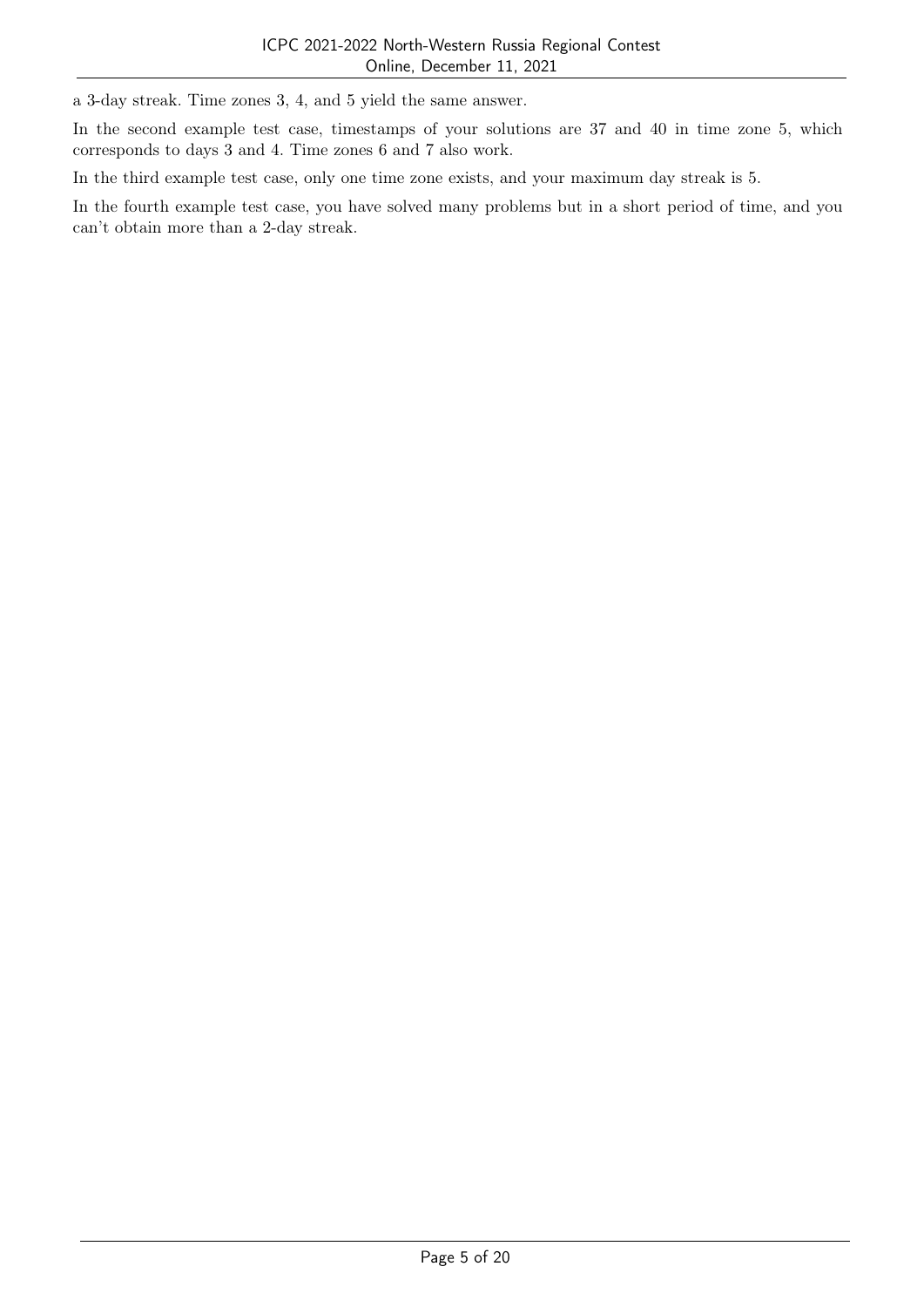a 3-day streak. Time zones 3, 4, and 5 yield the same answer.

In the second example test case, timestamps of your solutions are 37 and 40 in time zone 5, which corresponds to days 3 and 4. Time zones 6 and 7 also work.

In the third example test case, only one time zone exists, and your maximum day streak is 5.

In the fourth example test case, you have solved many problems but in a short period of time, and you can't obtain more than a 2-day streak.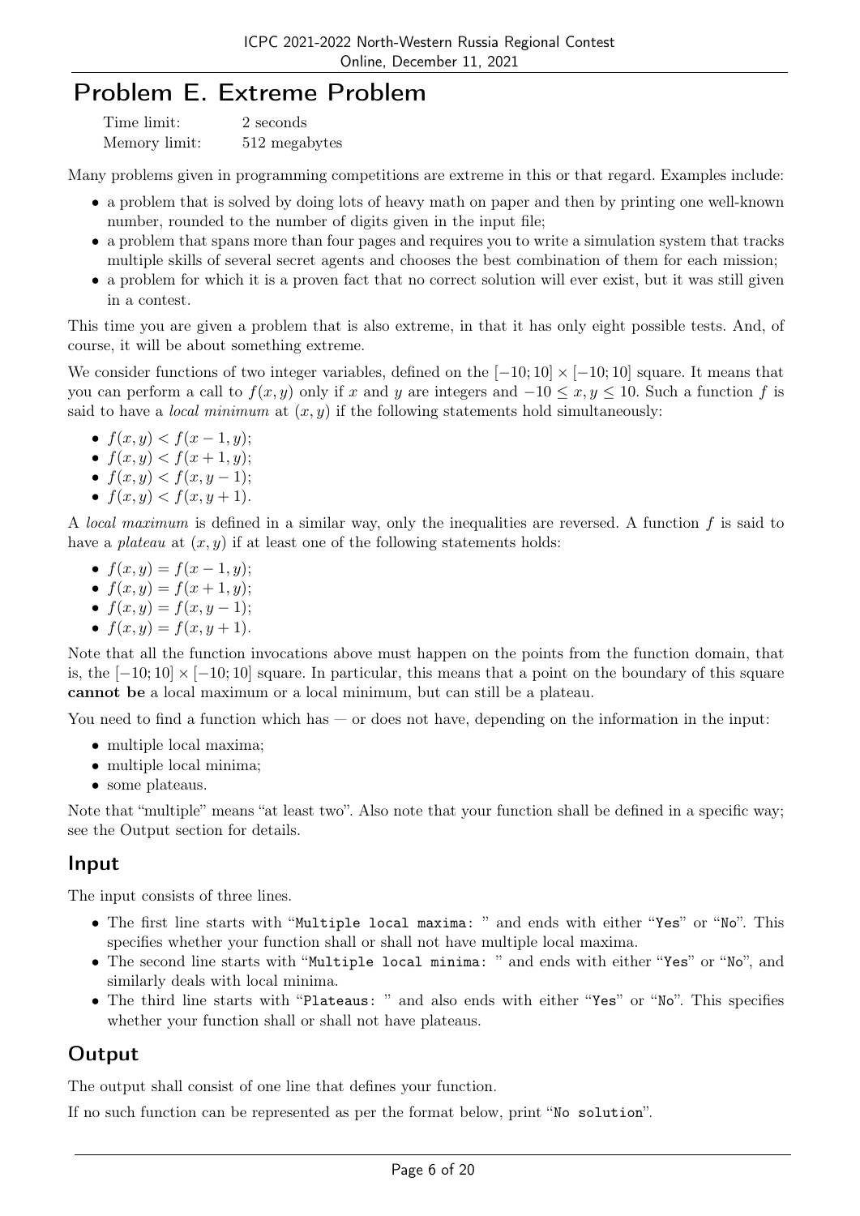# Problem E. Extreme Problem

| Time limit: | 2 seconds |
|---|---|
| Memory limit: | 512 megabytes |

Many problems given in programming competitions are extreme in this or that regard. Examples include:

- a problem that is solved by doing lots of heavy math on paper and then by printing one well-known number, rounded to the number of digits given in the input file;
- a problem that spans more than four pages and requires you to write a simulation system that tracks multiple skills of several secret agents and chooses the best combination of them for each mission;
- a problem for which it is a proven fact that no correct solution will ever exist, but it was still given in a contest.

This time you are given a problem that is also extreme, in that it has only eight possible tests. And, of course, it will be about something extreme.

We consider functions of two integer variables, defined on the $[-10; 10] \times [-10; 10]$ square. It means that you can perform a call to $f(x, y)$ only if $x$ and $y$ are integers and $-10 \le x, y \le 10$. Such a function $f$ is said to have a *local minimum* at $(x, y)$ if the following statements hold simultaneously:

- $f(x, y) < f(x - 1, y)$;
- $f(x, y) < f(x + 1, y)$;
- $f(x, y) < f(x, y - 1)$;
- $f(x, y) < f(x, y + 1)$.

A *local maximum* is defined in a similar way, only the inequalities are reversed. A function $f$ is said to have a *plateau* at $(x, y)$ if at least one of the following statements holds:

- $f(x, y) = f(x - 1, y)$;
- $f(x, y) = f(x + 1, y)$;
- $f(x, y) = f(x, y - 1)$;
- $f(x, y) = f(x, y + 1)$.

Note that all the function invocations above must happen on the points from the function domain, that is, the $[-10; 10] \times [-10; 10]$ square. In particular, this means that a point on the boundary of this square **cannot be** a local maximum or a local minimum, but can still be a plateau.

You need to find a function which has — or does not have, depending on the information in the input:

- multiple local maxima;
- multiple local minima;
- some plateaus.

Note that "multiple" means "at least two". Also note that your function shall be defined in a specific way; see the Output section for details.

## Input

The input consists of three lines.

- The first line starts with "`Multiple local maxima: `" and ends with either "`Yes`" or "`No`". This specifies whether your function shall or shall not have multiple local maxima.
- The second line starts with "`Multiple local minima: `" and ends with either "`Yes`" or "`No`", and similarly deals with local minima.
- The third line starts with "`Plateaus: `" and also ends with either "`Yes`" or "`No`". This specifies whether your function shall or shall not have plateaus.

## Output

The output shall consist of one line that defines your function.

If no such function can be represented as per the format below, print "`No solution`".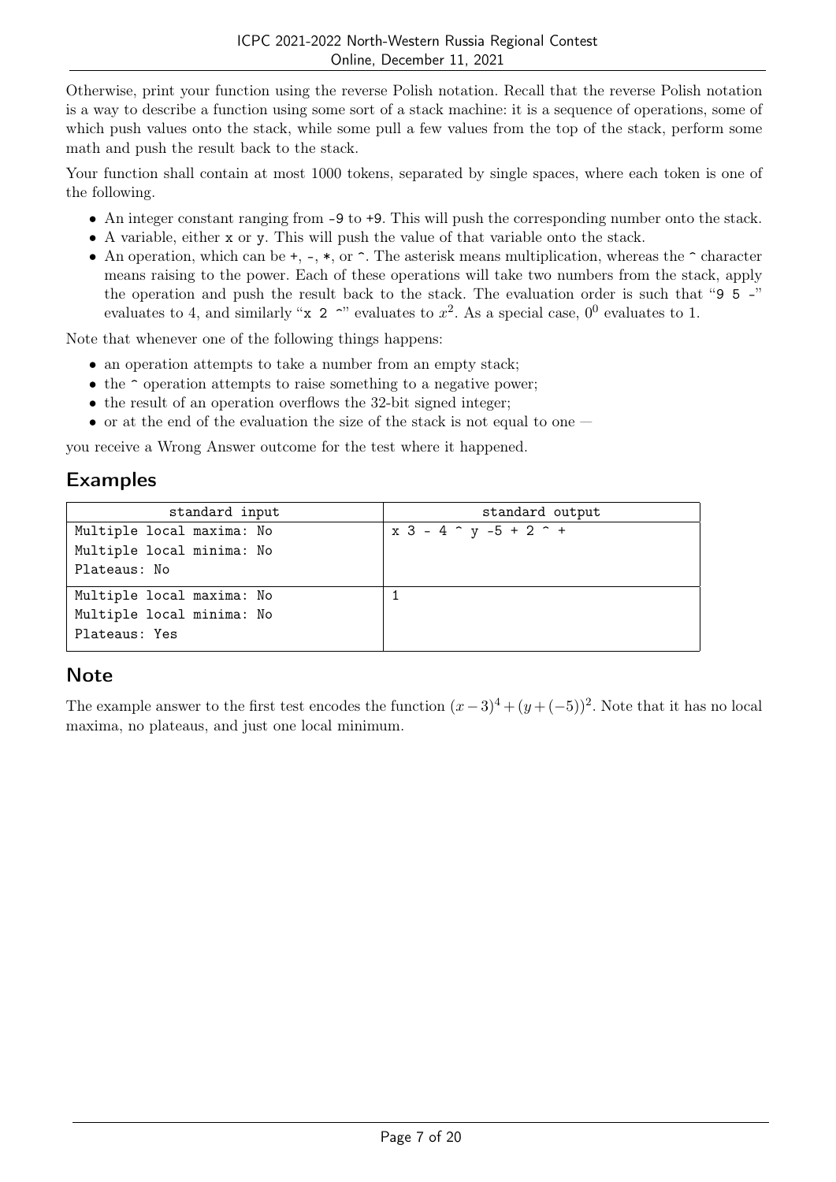Otherwise, print your function using the reverse Polish notation. Recall that the reverse Polish notation is a way to describe a function using some sort of a stack machine: it is a sequence of operations, some of which push values onto the stack, while some pull a few values from the top of the stack, perform some math and push the result back to the stack.

Your function shall contain at most 1000 tokens, separated by single spaces, where each token is one of the following.

- An integer constant ranging from `-9` to `+9`. This will push the corresponding number onto the stack.
- A variable, either `x` or `y`. This will push the value of that variable onto the stack.
- An operation, which can be `+`, `-`, `*`, or `^`. The asterisk means multiplication, whereas the `^` character means raising to the power. Each of these operations will take two numbers from the stack, apply the operation and push the result back to the stack. The evaluation order is such that "`9 5 -`" evaluates to 4, and similarly "`x 2 ^`" evaluates to $x^2$. As a special case, $0^0$ evaluates to 1.

Note that whenever one of the following things happens:

- an operation attempts to take a number from an empty stack;
- the `^` operation attempts to raise something to a negative power;
- the result of an operation overflows the 32-bit signed integer;
- or at the end of the evaluation the size of the stack is not equal to one —

you receive a Wrong Answer outcome for the test where it happened.

## Examples

| standard input | standard output |
|---|---|
| Multiple local maxima: No<br>Multiple local minima: No<br>Plateaus: No | x 3 - 4 ^ y -5 + 2 ^ + |
| Multiple local maxima: No<br>Multiple local minima: No<br>Plateaus: Yes | 1 |

## Note

The example answer to the first test encodes the function $(x-3)^4+(y+(-5))^2$. Note that it has no local maxima, no plateaus, and just one local minimum.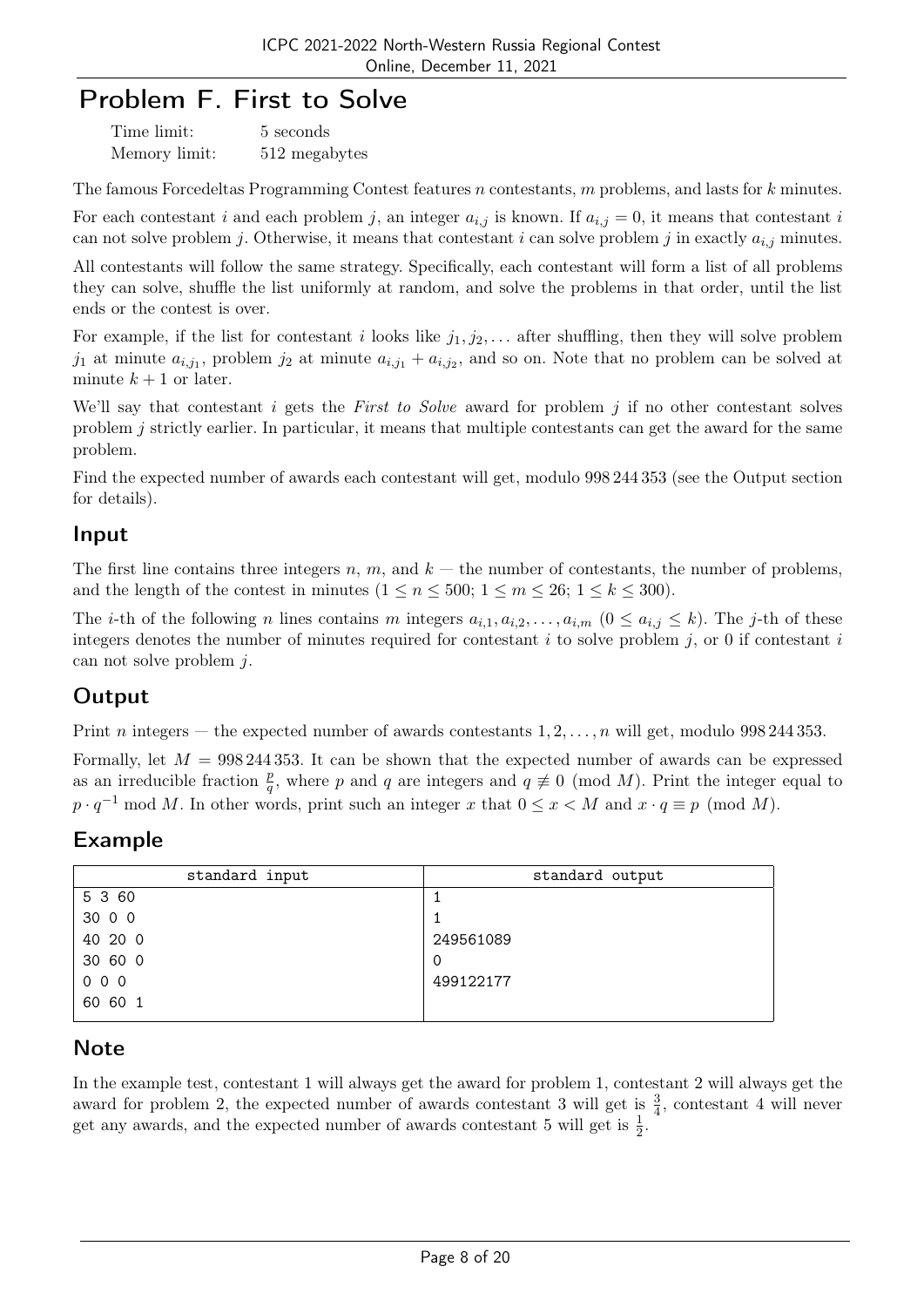# Problem F. First to Solve

| | |
|---|---|
| Time limit: | 5 seconds |
| Memory limit: | 512 megabytes |

The famous Forcedeltas Programming Contest features $n$ contestants, $m$ problems, and lasts for $k$ minutes.

For each contestant $i$ and each problem $j$, an integer $a_{i,j}$ is known. If $a_{i,j} = 0$, it means that contestant $i$ can not solve problem $j$. Otherwise, it means that contestant $i$ can solve problem $j$ in exactly $a_{i,j}$ minutes.

All contestants will follow the same strategy. Specifically, each contestant will form a list of all problems they can solve, shuffle the list uniformly at random, and solve the problems in that order, until the list ends or the contest is over.

For example, if the list for contestant $i$ looks like $j_1, j_2, \ldots$ after shuffling, then they will solve problem $j_1$ at minute $a_{i,j_1}$, problem $j_2$ at minute $a_{i,j_1} + a_{i,j_2}$, and so on. Note that no problem can be solved at minute $k + 1$ or later.

We'll say that contestant $i$ gets the *First to Solve* award for problem $j$ if no other contestant solves problem $j$ strictly earlier. In particular, it means that multiple contestants can get the award for the same problem.

Find the expected number of awards each contestant will get, modulo 998 244 353 (see the Output section for details).

## Input

The first line contains three integers $n$, $m$, and $k$ — the number of contestants, the number of problems, and the length of the contest in minutes ($1 \le n \le 500$; $1 \le m \le 26$; $1 \le k \le 300$).

The $i$-th of the following $n$ lines contains $m$ integers $a_{i,1}, a_{i,2}, \ldots, a_{i,m}$ ($0 \le a_{i,j} \le k$). The $j$-th of these integers denotes the number of minutes required for contestant $i$ to solve problem $j$, or 0 if contestant $i$ can not solve problem $j$.

## Output

Print $n$ integers — the expected number of awards contestants $1, 2, \ldots, n$ will get, modulo 998 244 353.

Formally, let $M = 998\,244\,353$. It can be shown that the expected number of awards can be expressed as an irreducible fraction $\frac{p}{q}$, where $p$ and $q$ are integers and $q \not\equiv 0 \pmod{M}$. Print the integer equal to $p \cdot q^{-1} \bmod M$. In other words, print such an integer $x$ that $0 \le x < M$ and $x \cdot q \equiv p \pmod{M}$.

## Example

| standard input | standard output |
|---|---|
| 5 3 60<br>30 0 0<br>40 20 0<br>30 60 0<br>0 0 0<br>60 60 1 | 1<br>1<br>249561089<br>0<br>499122177 |

## Note

In the example test, contestant 1 will always get the award for problem 1, contestant 2 will always get the award for problem 2, the expected number of awards contestant 3 will get is $\frac{3}{4}$, contestant 4 will never get any awards, and the expected number of awards contestant 5 will get is $\frac{1}{2}$.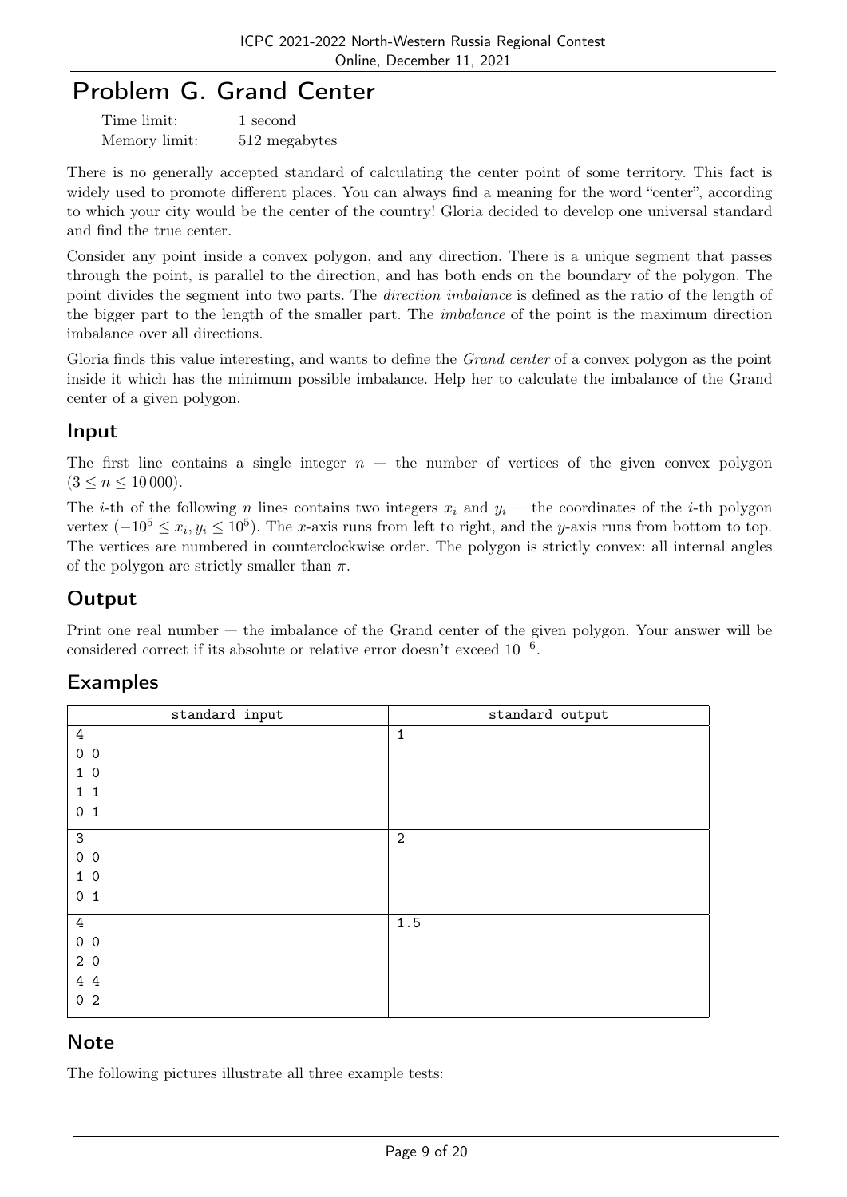# Problem G. Grand Center

Time limit: 1 second
Memory limit: 512 megabytes

There is no generally accepted standard of calculating the center point of some territory. This fact is widely used to promote different places. You can always find a meaning for the word "center", according to which your city would be the center of the country! Gloria decided to develop one universal standard and find the true center.

Consider any point inside a convex polygon, and any direction. There is a unique segment that passes through the point, is parallel to the direction, and has both ends on the boundary of the polygon. The point divides the segment into two parts. The *direction imbalance* is defined as the ratio of the length of the bigger part to the length of the smaller part. The *imbalance* of the point is the maximum direction imbalance over all directions.

Gloria finds this value interesting, and wants to define the *Grand center* of a convex polygon as the point inside it which has the minimum possible imbalance. Help her to calculate the imbalance of the Grand center of a given polygon.

## Input

The first line contains a single integer $n$ — the number of vertices of the given convex polygon ($3 \le n \le 10\,000$).

The $i$-th of the following $n$ lines contains two integers $x_i$ and $y_i$ — the coordinates of the $i$-th polygon vertex ($-10^5 \le x_i, y_i \le 10^5$). The $x$-axis runs from left to right, and the $y$-axis runs from bottom to top. The vertices are numbered in counterclockwise order. The polygon is strictly convex: all internal angles of the polygon are strictly smaller than $\pi$.

## Output

Print one real number — the imbalance of the Grand center of the given polygon. Your answer will be considered correct if its absolute or relative error doesn't exceed $10^{-6}$.

## Examples

| standard input | standard output |
|---|---|
| 4<br>0 0<br>1 0<br>1 1<br>0 1 | 1 |
| 3<br>0 0<br>1 0<br>0 1 | 2 |
| 4<br>0 0<br>2 0<br>4 4<br>0 2 | 1.5 |

## Note

The following pictures illustrate all three example tests: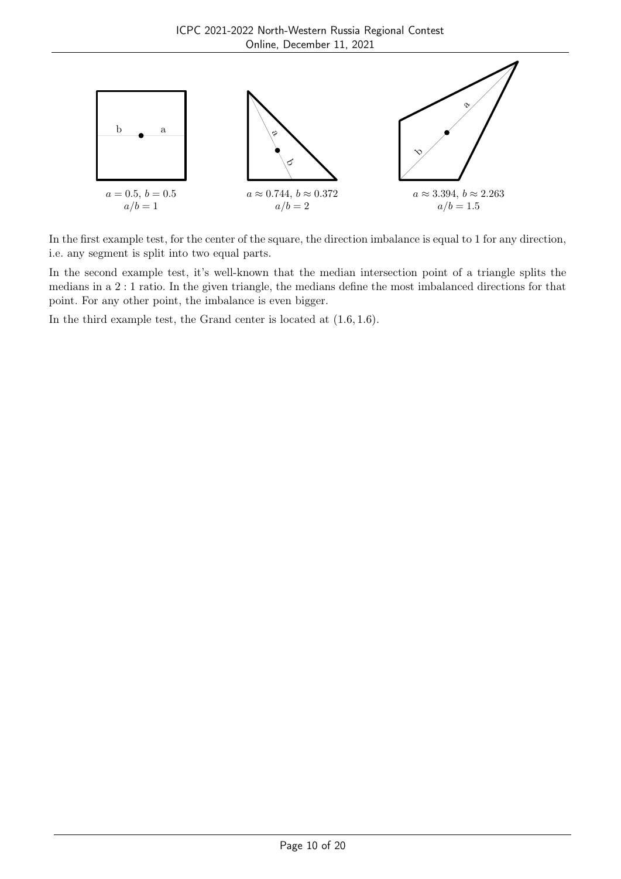$a = 0.5$, $b = 0.5$
$a/b = 1$

$a \approx 0.744$, $b \approx 0.372$
$a/b = 2$

$a \approx 3.394$, $b \approx 2.263$
$a/b = 1.5$

In the first example test, for the center of the square, the direction imbalance is equal to 1 for any direction, i.e. any segment is split into two equal parts.

In the second example test, it's well-known that the median intersection point of a triangle splits the medians in a $2:1$ ratio. In the given triangle, the medians define the most imbalanced directions for that point. For any other point, the imbalance is even bigger.

In the third example test, the Grand center is located at $(1.6, 1.6)$.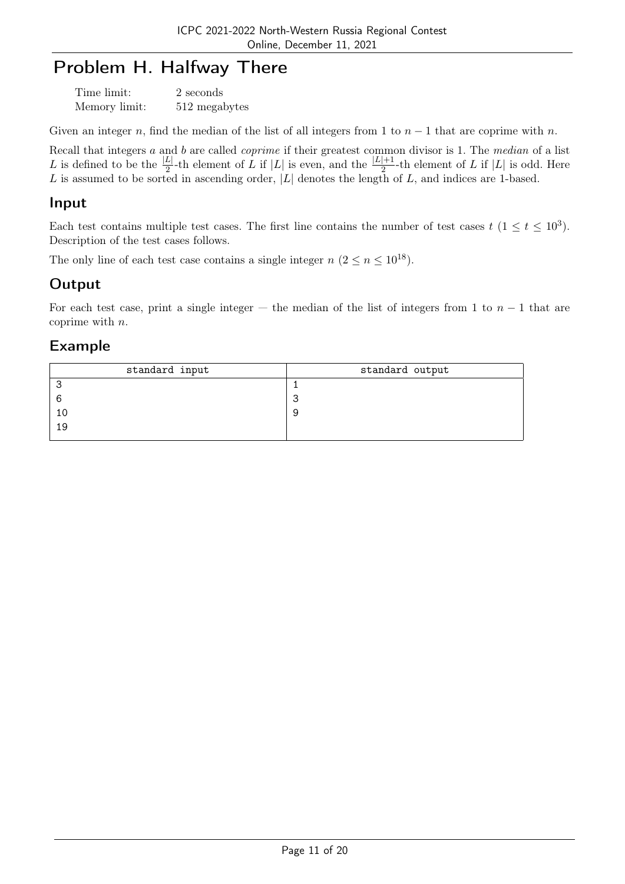# Problem H. Halfway There

Time limit: 2 seconds
Memory limit: 512 megabytes

Given an integer $n$, find the median of the list of all integers from 1 to $n-1$ that are coprime with $n$.

Recall that integers $a$ and $b$ are called *coprime* if their greatest common divisor is 1. The *median* of a list $L$ is defined to be the $\frac{|L|}{2}$-th element of $L$ if $|L|$ is even, and the $\frac{|L|+1}{2}$-th element of $L$ if $|L|$ is odd. Here $L$ is assumed to be sorted in ascending order, $|L|$ denotes the length of $L$, and indices are 1-based.

## Input

Each test contains multiple test cases. The first line contains the number of test cases $t$ ($1 \le t \le 10^3$). Description of the test cases follows.

The only line of each test case contains a single integer $n$ ($2 \le n \le 10^{18}$).

## Output

For each test case, print a single integer — the median of the list of integers from 1 to $n-1$ that are coprime with $n$.

## Example

| standard input | standard output |
|---|---|
| 3<br>6<br>10<br>19 | 1<br>3<br>9 |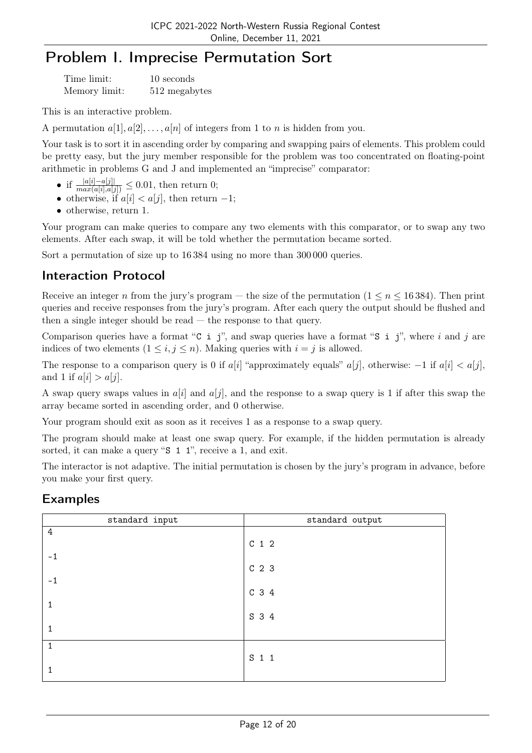# Problem I. Imprecise Permutation Sort

| | |
|---|---|
| Time limit: | 10 seconds |
| Memory limit: | 512 megabytes |

This is an interactive problem.

A permutation $a[1], a[2], \ldots, a[n]$ of integers from 1 to $n$ is hidden from you.

Your task is to sort it in ascending order by comparing and swapping pairs of elements. This problem could be pretty easy, but the jury member responsible for the problem was too concentrated on floating-point arithmetic in problems G and J and implemented an "imprecise" comparator:

- if $\frac{|a[i]-a[j]|}{max(a[i],a[j])} \le 0.01$, then return 0;
- otherwise, if $a[i] < a[j]$, then return $-1$;
- otherwise, return 1.

Your program can make queries to compare any two elements with this comparator, or to swap any two elements. After each swap, it will be told whether the permutation became sorted.

Sort a permutation of size up to 16 384 using no more than 300 000 queries.

## Interaction Protocol

Receive an integer $n$ from the jury's program — the size of the permutation ($1 \le n \le 16\,384$). Then print queries and receive responses from the jury's program. After each query the output should be flushed and then a single integer should be read — the response to that query.

Comparison queries have a format "C i j", and swap queries have a format "S i j", where $i$ and $j$ are indices of two elements ($1 \le i, j \le n$). Making queries with $i = j$ is allowed.

The response to a comparison query is 0 if $a[i]$ "approximately equals" $a[j]$, otherwise: $-1$ if $a[i] < a[j]$, and 1 if $a[i] > a[j]$.

A swap query swaps values in $a[i]$ and $a[j]$, and the response to a swap query is 1 if after this swap the array became sorted in ascending order, and 0 otherwise.

Your program should exit as soon as it receives 1 as a response to a swap query.

The program should make at least one swap query. For example, if the hidden permutation is already sorted, it can make a query "S 1 1", receive a 1, and exit.

The interactor is not adaptive. The initial permutation is chosen by the jury's program in advance, before you make your first query.

## Examples

| standard input | standard output |
|---|---|
| 4<br><br>-1<br><br>-1<br><br>1<br><br>1 | <br>C 1 2<br><br>C 2 3<br><br>C 3 4<br><br>S 3 4 |
| 1<br><br>1 | <br>S 1 1 |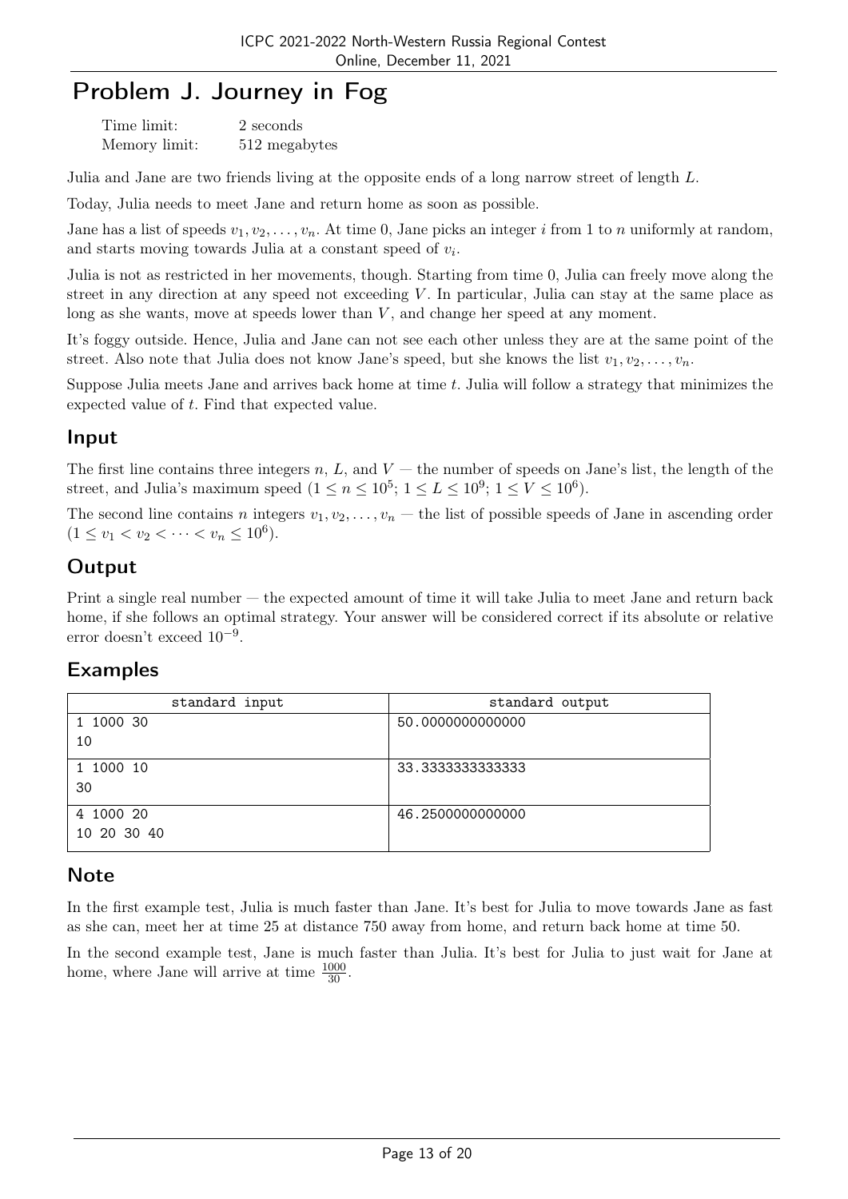# Problem J. Journey in Fog

| | |
|---|---|
| Time limit: | 2 seconds |
| Memory limit: | 512 megabytes |

Julia and Jane are two friends living at the opposite ends of a long narrow street of length $L$.

Today, Julia needs to meet Jane and return home as soon as possible.

Jane has a list of speeds $v_1, v_2, \ldots, v_n$. At time 0, Jane picks an integer $i$ from 1 to $n$ uniformly at random, and starts moving towards Julia at a constant speed of $v_i$.

Julia is not as restricted in her movements, though. Starting from time 0, Julia can freely move along the street in any direction at any speed not exceeding $V$. In particular, Julia can stay at the same place as long as she wants, move at speeds lower than $V$, and change her speed at any moment.

It's foggy outside. Hence, Julia and Jane can not see each other unless they are at the same point of the street. Also note that Julia does not know Jane's speed, but she knows the list $v_1, v_2, \ldots, v_n$.

Suppose Julia meets Jane and arrives back home at time $t$. Julia will follow a strategy that minimizes the expected value of $t$. Find that expected value.

## Input

The first line contains three integers $n$, $L$, and $V$ — the number of speeds on Jane's list, the length of the street, and Julia's maximum speed ($1 \le n \le 10^5$; $1 \le L \le 10^9$; $1 \le V \le 10^6$).

The second line contains $n$ integers $v_1, v_2, \ldots, v_n$ — the list of possible speeds of Jane in ascending order ($1 \le v_1 < v_2 < \cdots < v_n \le 10^6$).

## Output

Print a single real number — the expected amount of time it will take Julia to meet Jane and return back home, if she follows an optimal strategy. Your answer will be considered correct if its absolute or relative error doesn't exceed $10^{-9}$.

## Examples

| standard input | standard output |
|---|---|
| 1 1000 30<br>10 | 50.0000000000000 |
| 1 1000 10<br>30 | 33.3333333333333 |
| 4 1000 20<br>10 20 30 40 | 46.2500000000000 |

## Note

In the first example test, Julia is much faster than Jane. It's best for Julia to move towards Jane as fast as she can, meet her at time 25 at distance 750 away from home, and return back home at time 50.

In the second example test, Jane is much faster than Julia. It's best for Julia to just wait for Jane at home, where Jane will arrive at time $\frac{1000}{30}$.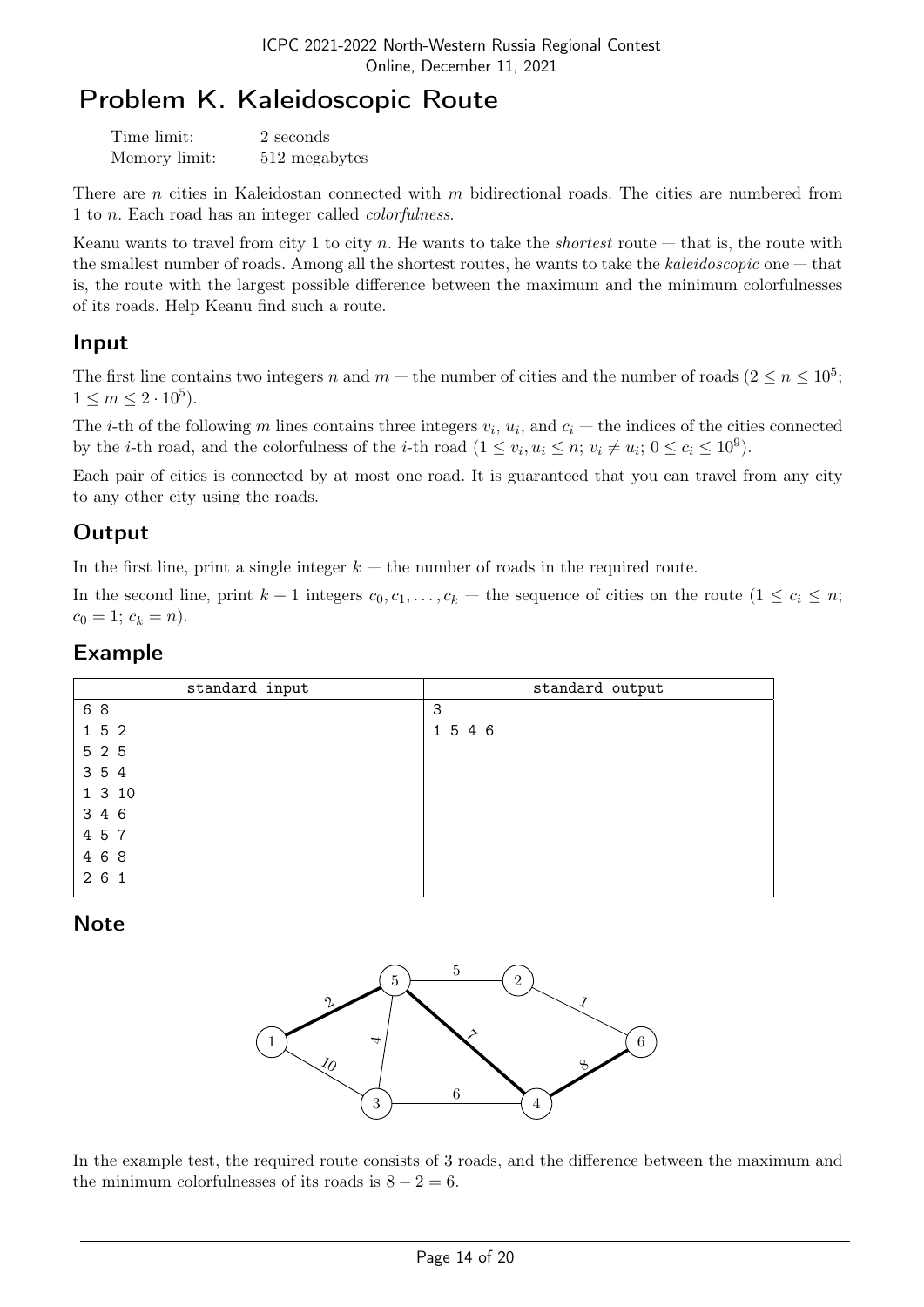# Problem K. Kaleidoscopic Route

| | |
|---|---|
| Time limit: | 2 seconds |
| Memory limit: | 512 megabytes |

There are $n$ cities in Kaleidostan connected with $m$ bidirectional roads. The cities are numbered from 1 to $n$. Each road has an integer called *colorfulness*.

Keanu wants to travel from city 1 to city $n$. He wants to take the *shortest* route — that is, the route with the smallest number of roads. Among all the shortest routes, he wants to take the *kaleidoscopic* one — that is, the route with the largest possible difference between the maximum and the minimum colorfulnesses of its roads. Help Keanu find such a route.

## Input

The first line contains two integers $n$ and $m$ — the number of cities and the number of roads ($2 \le n \le 10^5$; $1 \le m \le 2 \cdot 10^5$).

The $i$-th of the following $m$ lines contains three integers $v_i$, $u_i$, and $c_i$ — the indices of the cities connected by the $i$-th road, and the colorfulness of the $i$-th road ($1 \le v_i, u_i \le n$; $v_i \ne u_i$; $0 \le c_i \le 10^9$).

Each pair of cities is connected by at most one road. It is guaranteed that you can travel from any city to any other city using the roads.

## Output

In the first line, print a single integer $k$ — the number of roads in the required route.

In the second line, print $k+1$ integers $c_0, c_1, \ldots, c_k$ — the sequence of cities on the route ($1 \le c_i \le n$; $c_0 = 1$; $c_k = n$).

## Example

| standard input | standard output |
|---|---|
| 6 8<br>1 5 2<br>5 2 5<br>3 5 4<br>1 3 10<br>3 4 6<br>4 5 7<br>4 6 8<br>2 6 1 | 3<br>1 5 4 6 |

## Note

In the example test, the required route consists of 3 roads, and the difference between the maximum and the minimum colorfulnesses of its roads is $8 - 2 = 6$.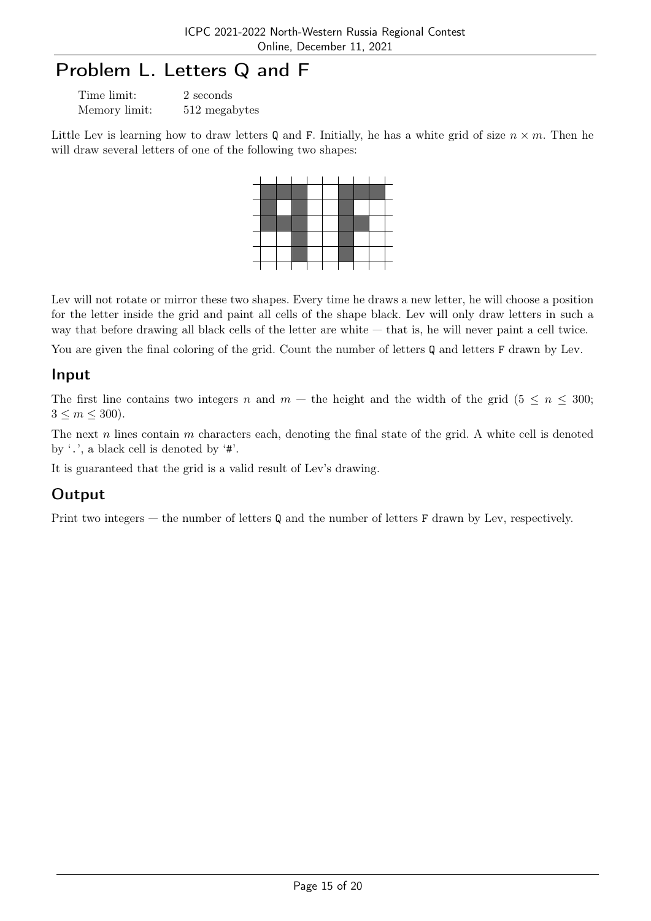# Problem L. Letters Q and F

Time limit: 2 seconds
Memory limit: 512 megabytes

Little Lev is learning how to draw letters Q and F. Initially, he has a white grid of size $n \times m$. Then he will draw several letters of one of the following two shapes:

Lev will not rotate or mirror these two shapes. Every time he draws a new letter, he will choose a position for the letter inside the grid and paint all cells of the shape black. Lev will only draw letters in such a way that before drawing all black cells of the letter are white — that is, he will never paint a cell twice.

You are given the final coloring of the grid. Count the number of letters Q and letters F drawn by Lev.

## Input

The first line contains two integers $n$ and $m$ — the height and the width of the grid ($5 \le n \le 300$; $3 \le m \le 300$).

The next $n$ lines contain $m$ characters each, denoting the final state of the grid. A white cell is denoted by '.', a black cell is denoted by '#'.

It is guaranteed that the grid is a valid result of Lev's drawing.

## Output

Print two integers — the number of letters Q and the number of letters F drawn by Lev, respectively.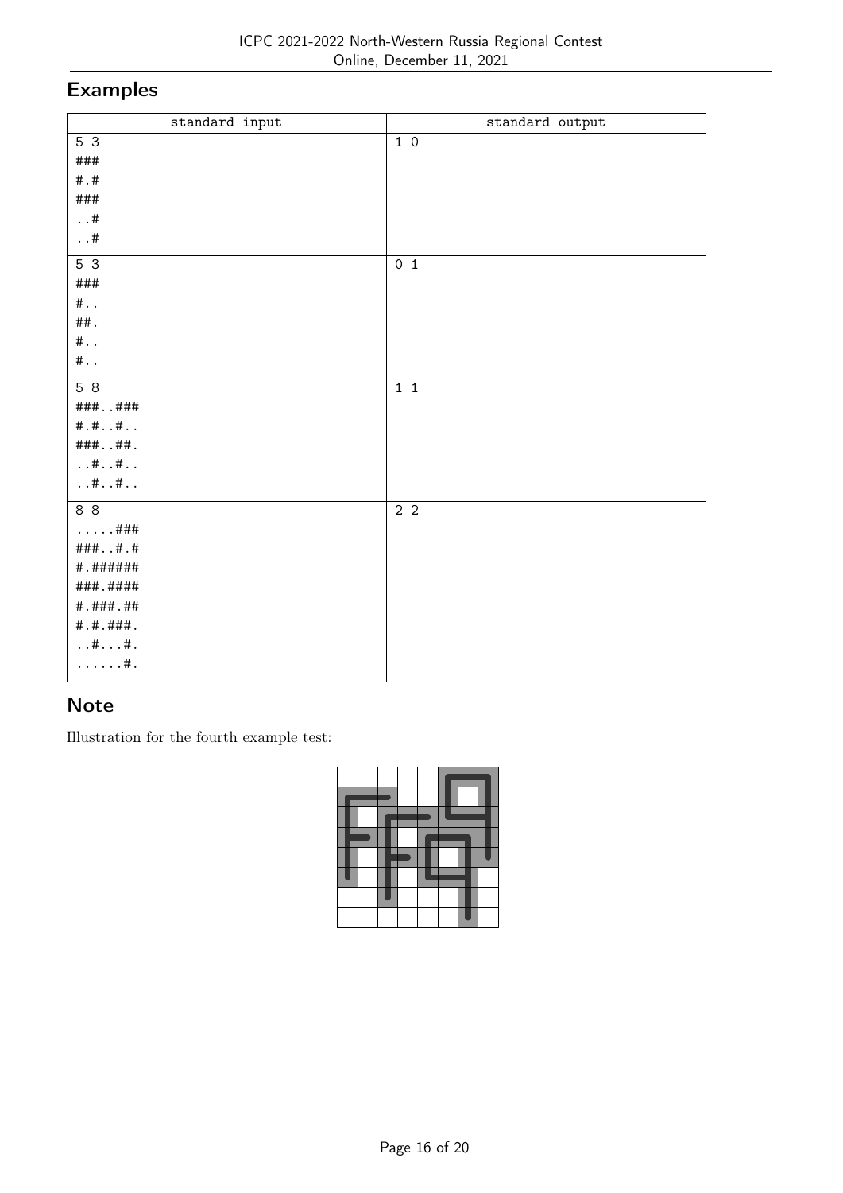## Examples

| standard input | standard output |
|---|---|
| 5 3<br>###<br>#.#<br>###<br>..#<br>..# | 1 0 |
| 5 3<br>###<br>#..<br>##.<br>#..<br>#.. | 0 1 |
| 5 8<br>###..###<br>#.#..#..<br>###..##.<br>..#..#..<br>..#..#.. | 1 1 |
| 8 8<br>.....###<br>###..#.#<br>#.######<br>###.####<br>#.###.##<br>#.#.###.<br>..#...#.<br>......#. | 2 2 |

## Note

Illustration for the fourth example test: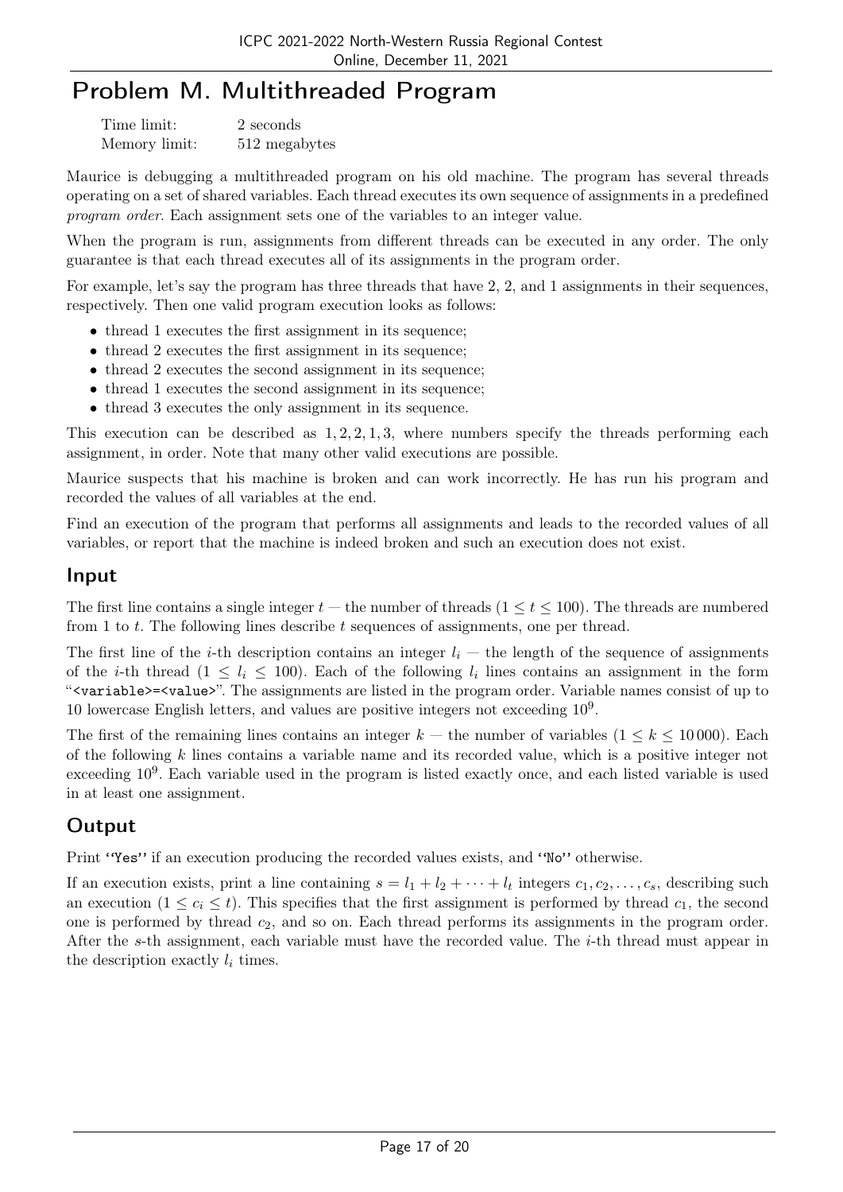# Problem M. Multithreaded Program

Time limit: 2 seconds
Memory limit: 512 megabytes

Maurice is debugging a multithreaded program on his old machine. The program has several threads operating on a set of shared variables. Each thread executes its own sequence of assignments in a predefined *program order*. Each assignment sets one of the variables to an integer value.

When the program is run, assignments from different threads can be executed in any order. The only guarantee is that each thread executes all of its assignments in the program order.

For example, let's say the program has three threads that have 2, 2, and 1 assignments in their sequences, respectively. Then one valid program execution looks as follows:

- thread 1 executes the first assignment in its sequence;
- thread 2 executes the first assignment in its sequence;
- thread 2 executes the second assignment in its sequence;
- thread 1 executes the second assignment in its sequence;
- thread 3 executes the only assignment in its sequence.

This execution can be described as $1, 2, 2, 1, 3$, where numbers specify the threads performing each assignment, in order. Note that many other valid executions are possible.

Maurice suspects that his machine is broken and can work incorrectly. He has run his program and recorded the values of all variables at the end.

Find an execution of the program that performs all assignments and leads to the recorded values of all variables, or report that the machine is indeed broken and such an execution does not exist.

## Input

The first line contains a single integer $t$ — the number of threads ($1 \le t \le 100$). The threads are numbered from 1 to $t$. The following lines describe $t$ sequences of assignments, one per thread.

The first line of the $i$-th description contains an integer $l_i$ — the length of the sequence of assignments of the $i$-th thread ($1 \le l_i \le 100$). Each of the following $l_i$ lines contains an assignment in the form "`<variable>=<value>`". The assignments are listed in the program order. Variable names consist of up to 10 lowercase English letters, and values are positive integers not exceeding $10^9$.

The first of the remaining lines contains an integer $k$ — the number of variables ($1 \le k \le 10\,000$). Each of the following $k$ lines contains a variable name and its recorded value, which is a positive integer not exceeding $10^9$. Each variable used in the program is listed exactly once, and each listed variable is used in at least one assignment.

## Output

Print "Yes" if an execution producing the recorded values exists, and "No" otherwise.

If an execution exists, print a line containing $s = l_1 + l_2 + \cdots + l_t$ integers $c_1, c_2, \ldots, c_s$, describing such an execution ($1 \le c_i \le t$). This specifies that the first assignment is performed by thread $c_1$, the second one is performed by thread $c_2$, and so on. Each thread performs its assignments in the program order. After the $s$-th assignment, each variable must have the recorded value. The $i$-th thread must appear in the description exactly $l_i$ times.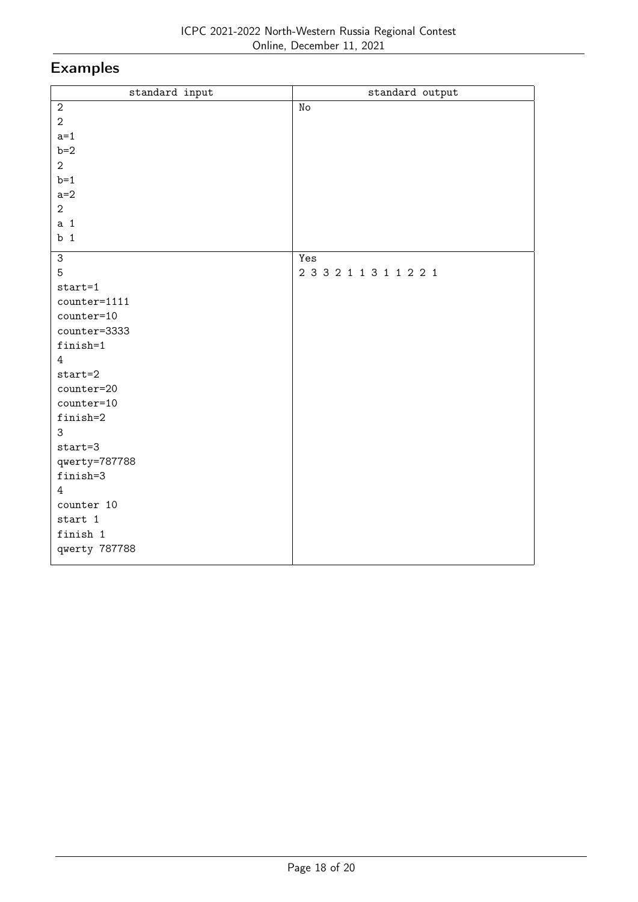## Examples

| standard input | standard output |
|---|---|
| 2<br>2<br>a=1<br>b=2<br>2<br>b=1<br>a=2<br>2<br>a 1<br>b 1 | No |
| 3<br>5<br>start=1<br>counter=1111<br>counter=10<br>counter=3333<br>finish=1<br>4<br>start=2<br>counter=20<br>counter=10<br>finish=2<br>3<br>start=3<br>qwerty=787788<br>finish=3<br>4<br>counter 10<br>start 1<br>finish 1<br>qwerty 787788 | Yes<br>2 3 3 2 1 1 3 1 1 2 2 1 |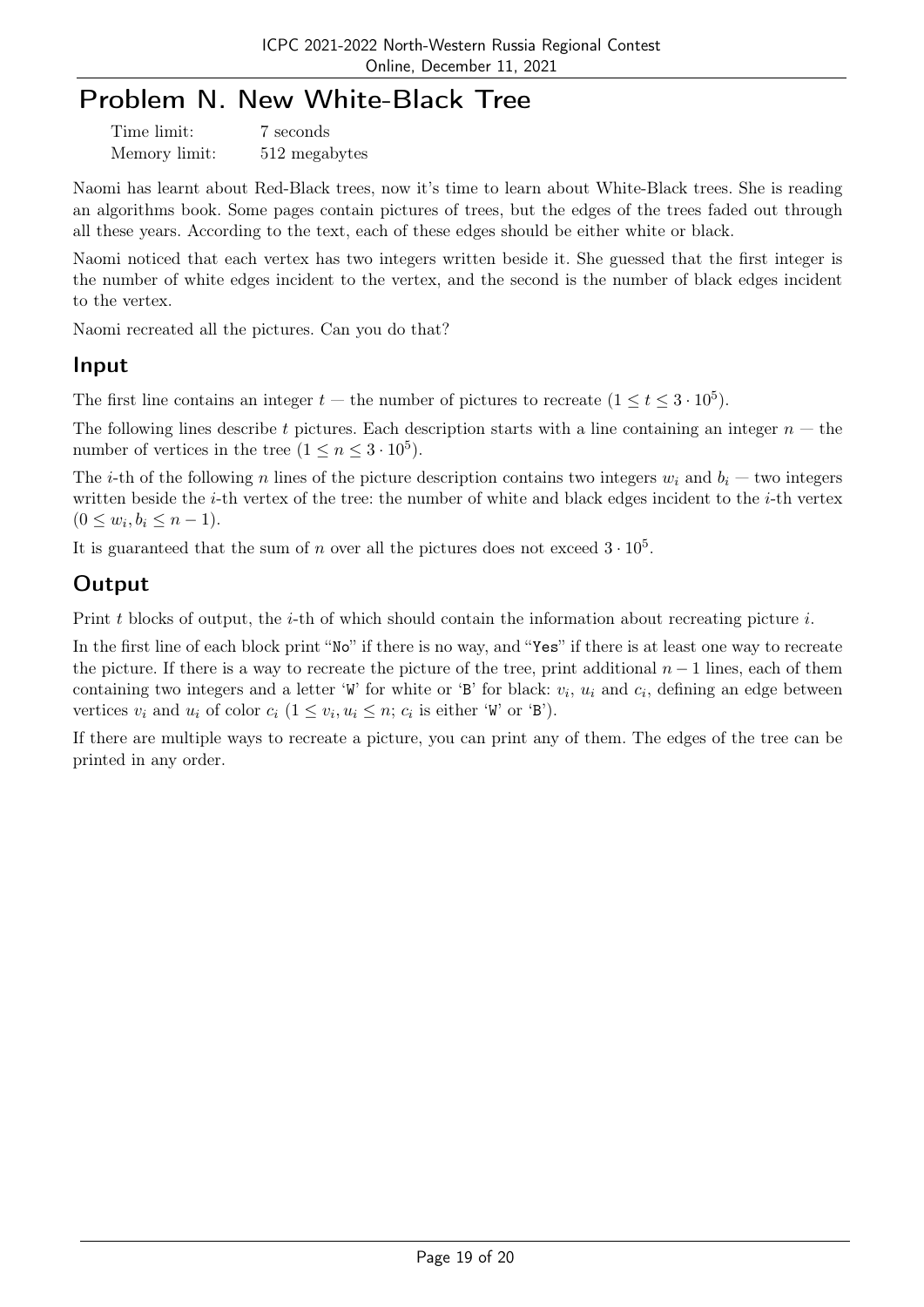# Problem N. New White-Black Tree

Time limit: 7 seconds
Memory limit: 512 megabytes

Naomi has learnt about Red-Black trees, now it's time to learn about White-Black trees. She is reading an algorithms book. Some pages contain pictures of trees, but the edges of the trees faded out through all these years. According to the text, each of these edges should be either white or black.

Naomi noticed that each vertex has two integers written beside it. She guessed that the first integer is the number of white edges incident to the vertex, and the second is the number of black edges incident to the vertex.

Naomi recreated all the pictures. Can you do that?

## Input

The first line contains an integer $t$ — the number of pictures to recreate ($1 \le t \le 3 \cdot 10^5$).

The following lines describe $t$ pictures. Each description starts with a line containing an integer $n$ — the number of vertices in the tree ($1 \le n \le 3 \cdot 10^5$).

The $i$-th of the following $n$ lines of the picture description contains two integers $w_i$ and $b_i$ — two integers written beside the $i$-th vertex of the tree: the number of white and black edges incident to the $i$-th vertex ($0 \le w_i, b_i \le n - 1$).

It is guaranteed that the sum of $n$ over all the pictures does not exceed $3 \cdot 10^5$.

## Output

Print $t$ blocks of output, the $i$-th of which should contain the information about recreating picture $i$.

In the first line of each block print "No" if there is no way, and "Yes" if there is at least one way to recreate the picture. If there is a way to recreate the picture of the tree, print additional $n - 1$ lines, each of them containing two integers and a letter 'W' for white or 'B' for black: $v_i$, $u_i$ and $c_i$, defining an edge between vertices $v_i$ and $u_i$ of color $c_i$ ($1 \le v_i, u_i \le n$; $c_i$ is either 'W' or 'B').

If there are multiple ways to recreate a picture, you can print any of them. The edges of the tree can be printed in any order.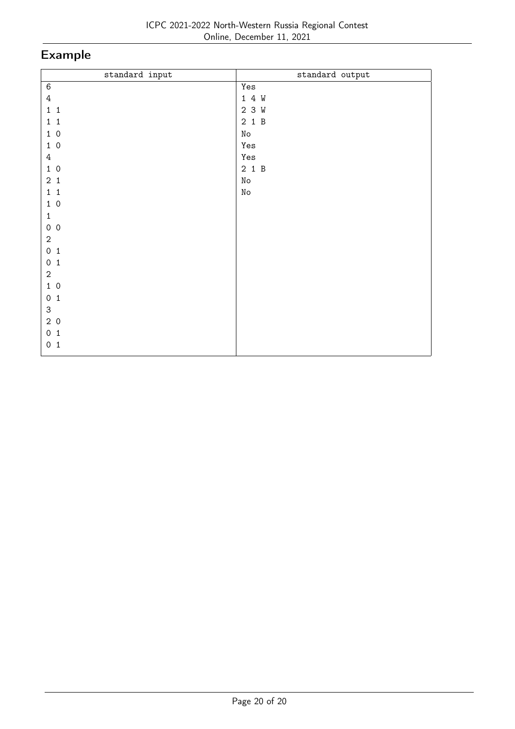## Example

| standard input | standard output |
|---|---|
| 6<br>4<br>1 1<br>1 1<br>1 0<br>1 0<br>4<br>1 0<br>2 1<br>1 1<br>1 0<br>1<br>0 0<br>2<br>0 1<br>0 1<br>2<br>1 0<br>0 1<br>3<br>2 0<br>0 1<br>0 1 | Yes<br>1 4 W<br>2 3 W<br>2 1 B<br>No<br>Yes<br>Yes<br>2 1 B<br>No<br>No |